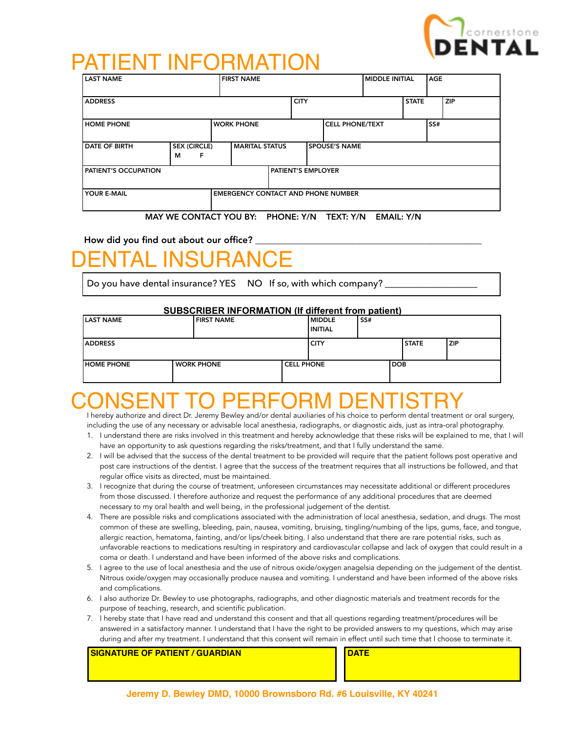cornerstone DENTAL

# PATIENT INFORMATION

| LAST NAME | FIRST NAME | MIDDLE INITIAL | AGE |
|---|---|---|---|
| | | | |

| ADDRESS | CITY | STATE | ZIP |
|---|---|---|---|
| | | | |

| HOME PHONE | WORK PHONE | CELL PHONE/TEXT | SS# |
|---|---|---|---|
| | | | |

| DATE OF BIRTH | SEX (CIRCLE) M F | MARITAL STATUS | SPOUSE'S NAME |
|---|---|---|---|
| | | | |

| PATIENT'S OCCUPATION | PATIENT'S EMPLOYER |
|---|---|
| | |

| YOUR E-MAIL | EMERGENCY CONTACT AND PHONE NUMBER |
|---|---|
| | |

**MAY WE CONTACT YOU BY: PHONE: Y/N TEXT: Y/N EMAIL: Y/N**

How did you find out about our office? ______________________________________________

# DENTAL INSURANCE

Do you have dental insurance? YES NO If so, with which company? ___________________

**SUBSCRIBER INFORMATION (If different from patient)**

| LAST NAME | FIRST NAME | MIDDLE INITIAL | SS# |
|---|---|---|---|
| | | | |

| ADDRESS | CITY | STATE | ZIP |
|---|---|---|---|
| | | | |

| HOME PHONE | WORK PHONE | CELL PHONE | DOB |
|---|---|---|---|
| | | | |

# CONSENT TO PERFORM DENTISTRY

I hereby authorize and direct Dr. Jeremy Bewley and/or dental auxiliaries of his choice to perform dental treatment or oral surgery, including the use of any necessary or advisable local anesthesia, radiographs, or diagnostic aids, just as intra-oral photography.

1. I understand there are risks involved in this treatment and hereby acknowledge that these risks will be explained to me, that I will have an opportunity to ask questions regarding the risks/treatment, and that I fully understand the same.
2. I will be advised that the success of the dental treatment to be provided will require that the patient follows post operative and post care instructions of the dentist. I agree that the success of the treatment requires that all instructions be followed, and that regular office visits as directed, must be maintained.
3. I recognize that during the course of treatment, unforeseen circumstances may necessitate additional or different procedures from those discussed. I therefore authorize and request the performance of any additional procedures that are deemed necessary to my oral health and well being, in the professional judgement of the dentist.
4. There are possible risks and complications associated with the administration of local anesthesia, sedation, and drugs. The most common of these are swelling, bleeding, pain, nausea, vomiting, bruising, tingling/numbing of the lips, gums, face, and tongue, allergic reaction, hematoma, fainting, and/or lips/cheek biting. I also understand that there are rare potential risks, such as unfavorable reactions to medications resulting in respiratory and cardiovascular collapse and lack of oxygen that could result in a coma or death. I understand and have been informed of the above risks and complications.
5. I agree to the use of local anesthesia and the use of nitrous oxide/oxygen anagelsia depending on the judgement of the dentist. Nitrous oxide/oxygen may occasionally produce nausea and vomiting. I understand and have been informed of the above risks and complications.
6. I also authorize Dr. Bewley to use photographs, radiographs, and other diagnostic materials and treatment records for the purpose of teaching, research, and scientific publication.
7. I hereby state that I have read and understand this consent and that all questions regarding treatment/procedures will be answered in a satisfactory manner. I understand that I have the right to be provided answers to my questions, which may arise during and after my treatment. I understand that this consent will remain in effect until such time that I choose to terminate it.

| SIGNATURE OF PATIENT / GUARDIAN | DATE |
|---|---|
| | |

**Jeremy D. Bewley DMD, 10000 Brownsboro Rd. #6 Louisville, KY 40241**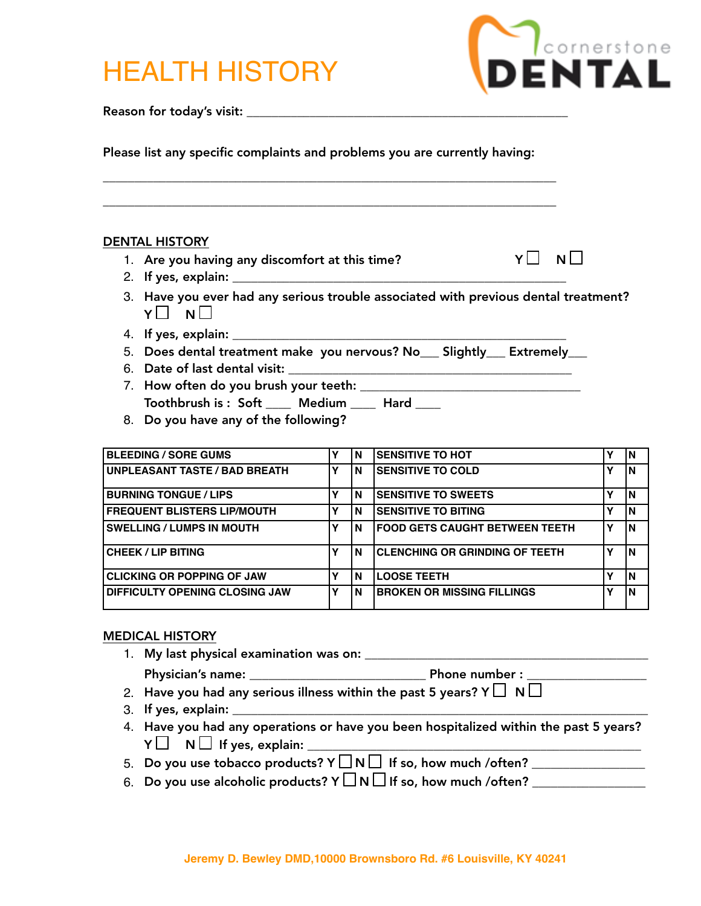# HEALTH HISTORY

cornerstone **DENTAL**

Reason for today's visit: ________________________________________________

Please list any specific complaints and problems you are currently having:

____________________________________________________________________

____________________________________________________________________

## DENTAL HISTORY

1. Are you having any discomfort at this time? Y ☐ N ☐
2. If yes, explain: ________________________________________________
3. Have you ever had any serious trouble associated with previous dental treatment? Y ☐ N ☐
4. If yes, explain: ________________________________________________
5. Does dental treatment make you nervous? No___ Slightly___ Extremely___
6. Date of last dental visit: ___________________________________________
7. How often do you brush your teeth: __________________________________
   Toothbrush is : Soft ____ Medium ____ Hard ____
8. Do you have any of the following?

| | | | | | |
|---|---|---|---|---|---|
| BLEEDING / SORE GUMS | Y | N | SENSITIVE TO HOT | Y | N |
| UNPLEASANT TASTE / BAD BREATH | Y | N | SENSITIVE TO COLD | Y | N |
| BURNING TONGUE / LIPS | Y | N | SENSITIVE TO SWEETS | Y | N |
| FREQUENT BLISTERS LIP/MOUTH | Y | N | SENSITIVE TO BITING | Y | N |
| SWELLING / LUMPS IN MOUTH | Y | N | FOOD GETS CAUGHT BETWEEN TEETH | Y | N |
| CHEEK / LIP BITING | Y | N | CLENCHING OR GRINDING OF TEETH | Y | N |
| CLICKING OR POPPING OF JAW | Y | N | LOOSE TEETH | Y | N |
| DIFFICULTY OPENING CLOSING JAW | Y | N | BROKEN OR MISSING FILLINGS | Y | N |

## MEDICAL HISTORY

1. My last physical examination was on: ______________________________________
   Physician's name: __________________________ Phone number : ________________
2. Have you had any serious illness within the past 5 years? Y ☐ N ☐
3. If yes, explain: ____________________________________________________________
4. Have you had any operations or have you been hospitalized within the past 5 years? Y ☐ N ☐ If yes, explain: _______________________________________________
5. Do you use tobacco products? Y ☐ N ☐ If so, how much /often? ________________
6. Do you use alcoholic products? Y ☐ N ☐ If so, how much /often? ________________

Jeremy D. Bewley DMD,10000 Brownsboro Rd. #6 Louisville, KY 40241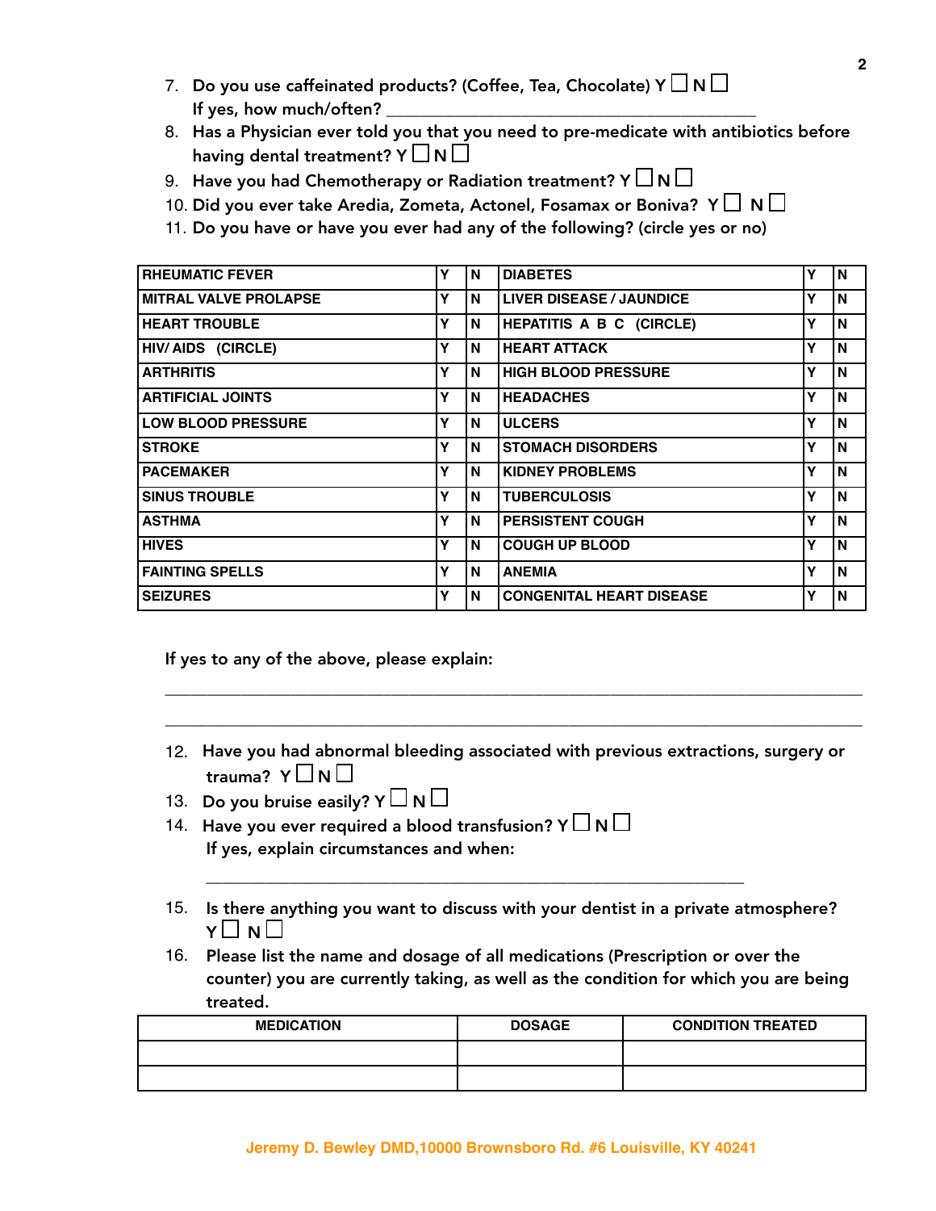7. Do you use caffeinated products? (Coffee, Tea, Chocolate) Y ☐ N ☐
   If yes, how much/often? ___________________________________________
8. Has a Physician ever told you that you need to pre-medicate with antibiotics before having dental treatment? Y ☐ N ☐
9. Have you had Chemotherapy or Radiation treatment? Y ☐ N ☐
10. Did you ever take Aredia, Zometa, Actonel, Fosamax or Boniva? Y ☐ N ☐
11. Do you have or have you ever had any of the following? (circle yes or no)

| | | | | | |
|---|---|---|---|---|---|
| RHEUMATIC FEVER | Y | N | DIABETES | Y | N |
| MITRAL VALVE PROLAPSE | Y | N | LIVER DISEASE / JAUNDICE | Y | N |
| HEART TROUBLE | Y | N | HEPATITIS A B C (CIRCLE) | Y | N |
| HIV/ AIDS (CIRCLE) | Y | N | HEART ATTACK | Y | N |
| ARTHRITIS | Y | N | HIGH BLOOD PRESSURE | Y | N |
| ARTIFICIAL JOINTS | Y | N | HEADACHES | Y | N |
| LOW BLOOD PRESSURE | Y | N | ULCERS | Y | N |
| STROKE | Y | N | STOMACH DISORDERS | Y | N |
| PACEMAKER | Y | N | KIDNEY PROBLEMS | Y | N |
| SINUS TROUBLE | Y | N | TUBERCULOSIS | Y | N |
| ASTHMA | Y | N | PERSISTENT COUGH | Y | N |
| HIVES | Y | N | COUGH UP BLOOD | Y | N |
| FAINTING SPELLS | Y | N | ANEMIA | Y | N |
| SEIZURES | Y | N | CONGENITAL HEART DISEASE | Y | N |

If yes to any of the above, please explain:

_______________________________________________________________________________

_______________________________________________________________________________

12. Have you had abnormal bleeding associated with previous extractions, surgery or trauma? Y ☐ N ☐
13. Do you bruise easily? Y ☐ N ☐
14. Have you ever required a blood transfusion? Y ☐ N ☐
    If yes, explain circumstances and when:

    ___________________________________________________________

15. Is there anything you want to discuss with your dentist in a private atmosphere? Y ☐ N ☐
16. Please list the name and dosage of all medications (Prescription or over the counter) you are currently taking, as well as the condition for which you are being treated.

| MEDICATION | DOSAGE | CONDITION TREATED |
|---|---|---|
| | | |
| | | |

Jeremy D. Bewley DMD,10000 Brownsboro Rd. #6 Louisville, KY 40241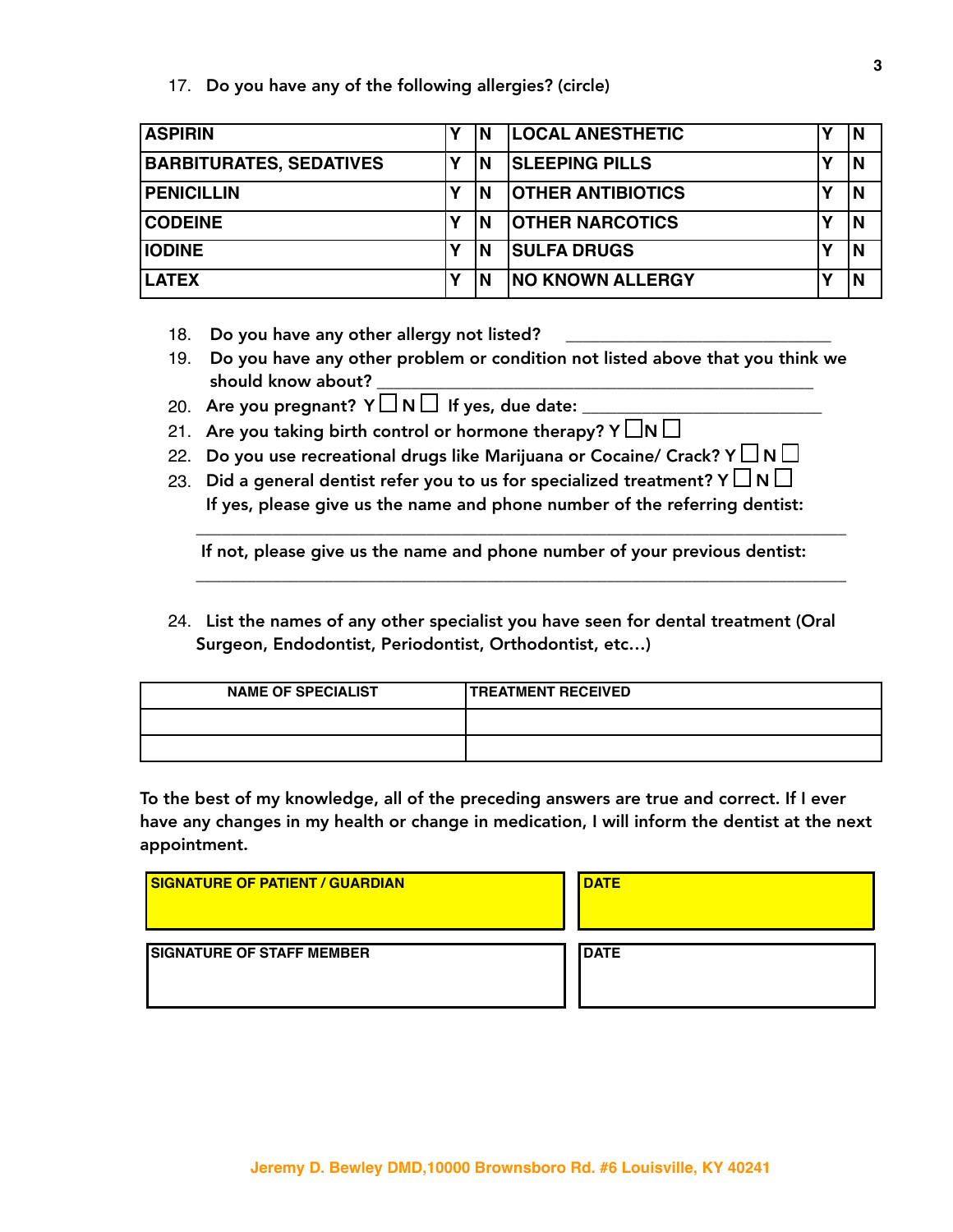17. Do you have any of the following allergies? (circle)

| ASPIRIN | Y | N | LOCAL ANESTHETIC | Y | N |
|---|---|---|---|---|---|
| BARBITURATES, SEDATIVES | Y | N | SLEEPING PILLS | Y | N |
| PENICILLIN | Y | N | OTHER ANTIBIOTICS | Y | N |
| CODEINE | Y | N | OTHER NARCOTICS | Y | N |
| IODINE | Y | N | SULFA DRUGS | Y | N |
| LATEX | Y | N | NO KNOWN ALLERGY | Y | N |

18. Do you have any other allergy not listed? ______________________________
19. Do you have any other problem or condition not listed above that you think we should know about? ______________________________________________________
20. Are you pregnant? Y ☐ N ☐ If yes, due date: ___________________________
21. Are you taking birth control or hormone therapy? Y ☐ N ☐
22. Do you use recreational drugs like Marijuana or Cocaine/ Crack? Y ☐ N ☐
23. Did a general dentist refer you to us for specialized treatment? Y ☐ N ☐
    If yes, please give us the name and phone number of the referring dentist:

    ______________________________________________________________________

    If not, please give us the name and phone number of your previous dentist:

    ______________________________________________________________________

24. List the names of any other specialist you have seen for dental treatment (Oral Surgeon, Endodontist, Periodontist, Orthodontist, etc…)

| NAME OF SPECIALIST | TREATMENT RECEIVED |
|---|---|
| | |
| | |

To the best of my knowledge, all of the preceding answers are true and correct. If I ever have any changes in my health or change in medication, I will inform the dentist at the next appointment.

| SIGNATURE OF PATIENT / GUARDIAN | DATE |
|---|---|
| | |

| SIGNATURE OF STAFF MEMBER | DATE |
|---|---|
| | |

Jeremy D. Bewley DMD,10000 Brownsboro Rd. #6 Louisville, KY 40241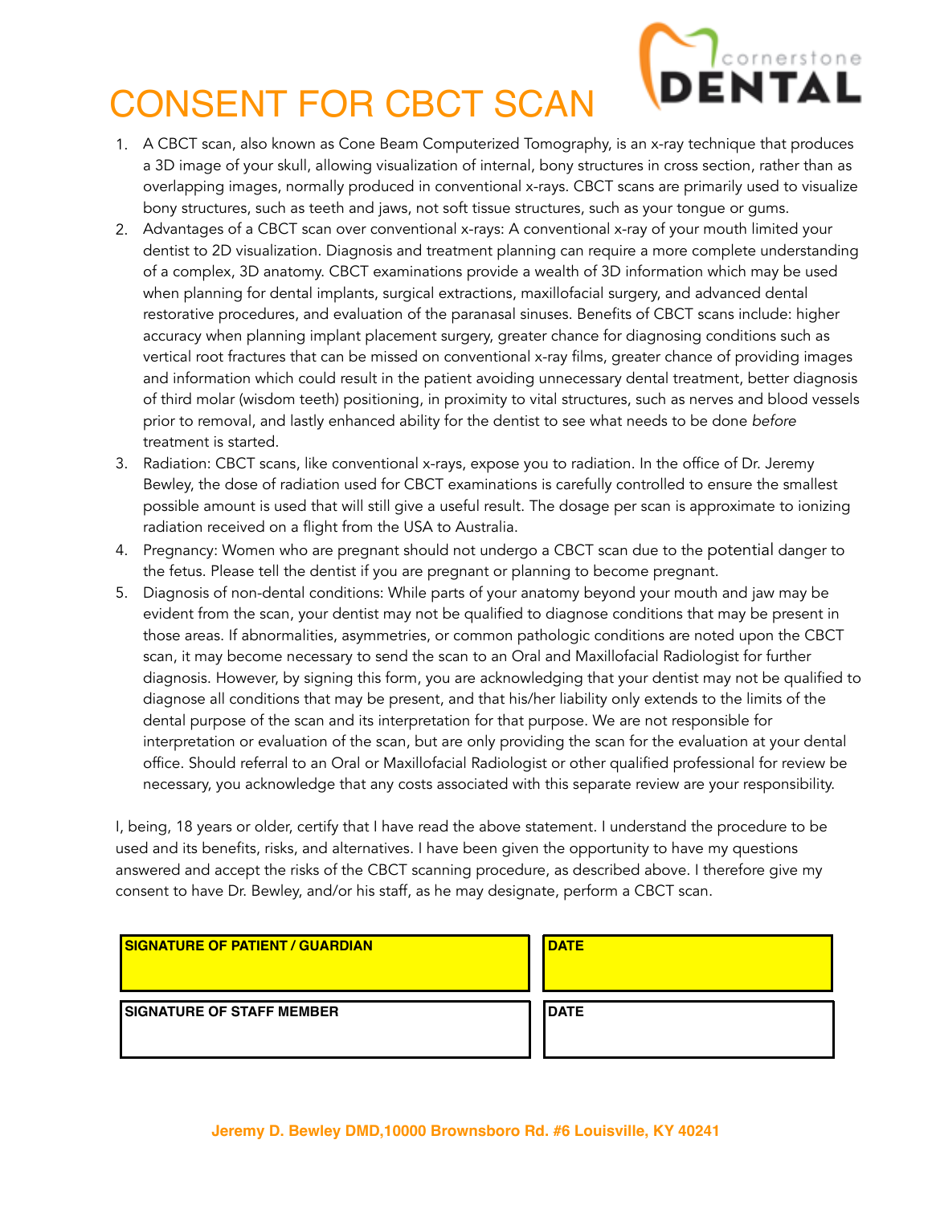# CONSENT FOR CBCT SCAN

cornerstone DENTAL

1. A CBCT scan, also known as Cone Beam Computerized Tomography, is an x-ray technique that produces a 3D image of your skull, allowing visualization of internal, bony structures in cross section, rather than as overlapping images, normally produced in conventional x-rays. CBCT scans are primarily used to visualize bony structures, such as teeth and jaws, not soft tissue structures, such as your tongue or gums.
2. Advantages of a CBCT scan over conventional x-rays: A conventional x-ray of your mouth limited your dentist to 2D visualization. Diagnosis and treatment planning can require a more complete understanding of a complex, 3D anatomy. CBCT examinations provide a wealth of 3D information which may be used when planning for dental implants, surgical extractions, maxillofacial surgery, and advanced dental restorative procedures, and evaluation of the paranasal sinuses. Benefits of CBCT scans include: higher accuracy when planning implant placement surgery, greater chance for diagnosing conditions such as vertical root fractures that can be missed on conventional x-ray films, greater chance of providing images and information which could result in the patient avoiding unnecessary dental treatment, better diagnosis of third molar (wisdom teeth) positioning, in proximity to vital structures, such as nerves and blood vessels prior to removal, and lastly enhanced ability for the dentist to see what needs to be done *before* treatment is started.
3. Radiation: CBCT scans, like conventional x-rays, expose you to radiation. In the office of Dr. Jeremy Bewley, the dose of radiation used for CBCT examinations is carefully controlled to ensure the smallest possible amount is used that will still give a useful result. The dosage per scan is approximate to ionizing radiation received on a flight from the USA to Australia.
4. Pregnancy: Women who are pregnant should not undergo a CBCT scan due to the potential danger to the fetus. Please tell the dentist if you are pregnant or planning to become pregnant.
5. Diagnosis of non-dental conditions: While parts of your anatomy beyond your mouth and jaw may be evident from the scan, your dentist may not be qualified to diagnose conditions that may be present in those areas. If abnormalities, asymmetries, or common pathologic conditions are noted upon the CBCT scan, it may become necessary to send the scan to an Oral and Maxillofacial Radiologist for further diagnosis. However, by signing this form, you are acknowledging that your dentist may not be qualified to diagnose all conditions that may be present, and that his/her liability only extends to the limits of the dental purpose of the scan and its interpretation for that purpose. We are not responsible for interpretation or evaluation of the scan, but are only providing the scan for the evaluation at your dental office. Should referral to an Oral or Maxillofacial Radiologist or other qualified professional for review be necessary, you acknowledge that any costs associated with this separate review are your responsibility.

I, being, 18 years or older, certify that I have read the above statement. I understand the procedure to be used and its benefits, risks, and alternatives. I have been given the opportunity to have my questions answered and accept the risks of the CBCT scanning procedure, as described above. I therefore give my consent to have Dr. Bewley, and/or his staff, as he may designate, perform a CBCT scan.

| **SIGNATURE OF PATIENT / GUARDIAN** | **DATE** |
|---|---|
| **SIGNATURE OF STAFF MEMBER** | **DATE** |

**Jeremy D. Bewley DMD,10000 Brownsboro Rd. #6 Louisville, KY 40241**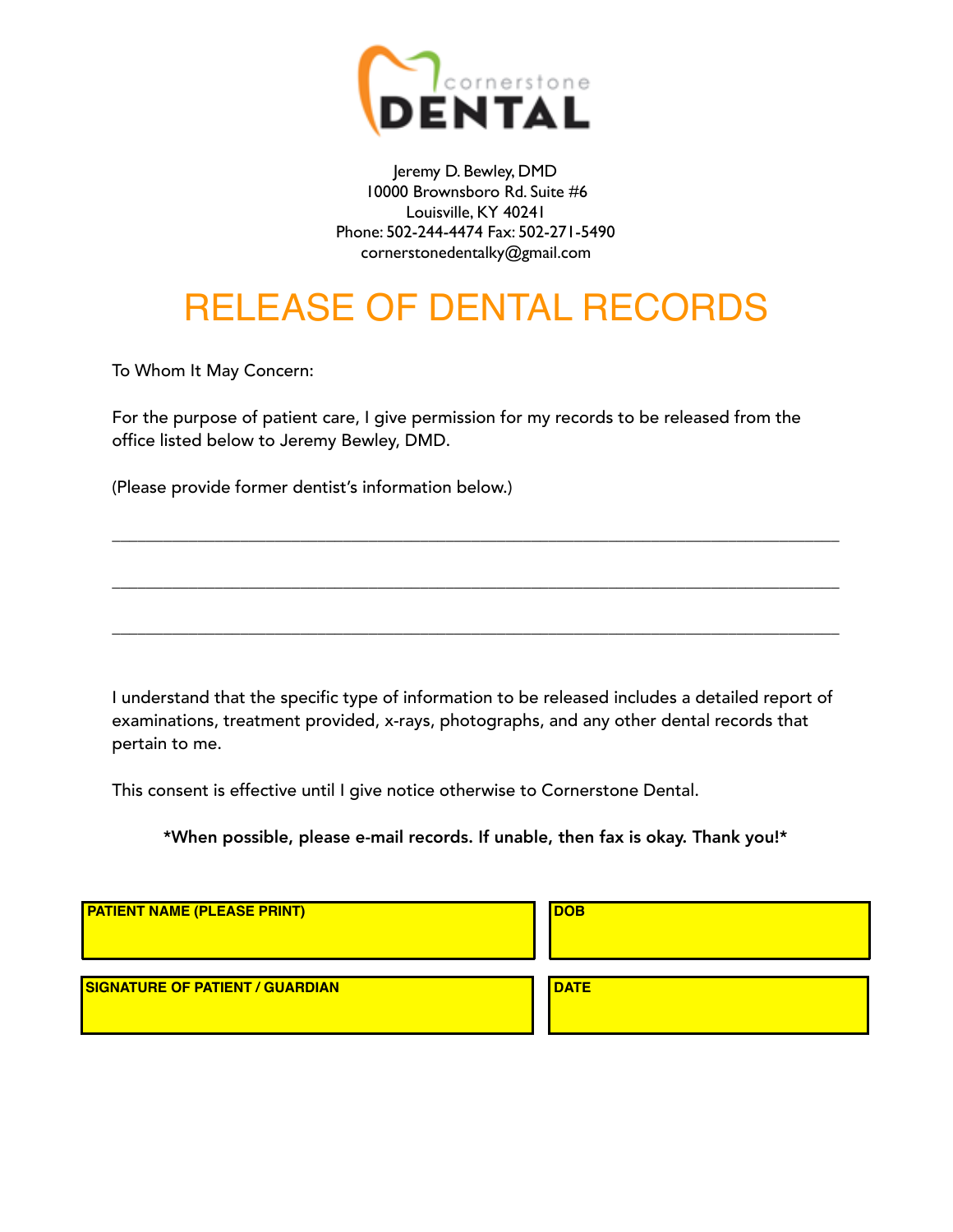cornerstone DENTAL

Jeremy D. Bewley, DMD
10000 Brownsboro Rd. Suite #6
Louisville, KY 40241
Phone: 502-244-4474 Fax: 502-271-5490
cornerstonedentalky@gmail.com

# RELEASE OF DENTAL RECORDS

To Whom It May Concern:

For the purpose of patient care, I give permission for my records to be released from the office listed below to Jeremy Bewley, DMD.

(Please provide former dentist's information below.)

\_\_\_\_\_\_\_\_\_\_\_\_\_\_\_\_\_\_\_\_\_\_\_\_\_\_\_\_\_\_\_\_\_\_\_\_\_\_\_\_\_\_\_\_\_\_\_\_\_\_\_\_\_\_\_\_\_\_\_\_\_\_\_\_\_\_\_\_\_\_

\_\_\_\_\_\_\_\_\_\_\_\_\_\_\_\_\_\_\_\_\_\_\_\_\_\_\_\_\_\_\_\_\_\_\_\_\_\_\_\_\_\_\_\_\_\_\_\_\_\_\_\_\_\_\_\_\_\_\_\_\_\_\_\_\_\_\_\_\_\_

\_\_\_\_\_\_\_\_\_\_\_\_\_\_\_\_\_\_\_\_\_\_\_\_\_\_\_\_\_\_\_\_\_\_\_\_\_\_\_\_\_\_\_\_\_\_\_\_\_\_\_\_\_\_\_\_\_\_\_\_\_\_\_\_\_\_\_\_\_\_

I understand that the specific type of information to be released includes a detailed report of examinations, treatment provided, x-rays, photographs, and any other dental records that pertain to me.

This consent is effective until I give notice otherwise to Cornerstone Dental.

**\*When possible, please e-mail records. If unable, then fax is okay. Thank you!\***

| PATIENT NAME (PLEASE PRINT) | DOB |
|---|---|
| | |

| SIGNATURE OF PATIENT / GUARDIAN | DATE |
|---|---|
| | |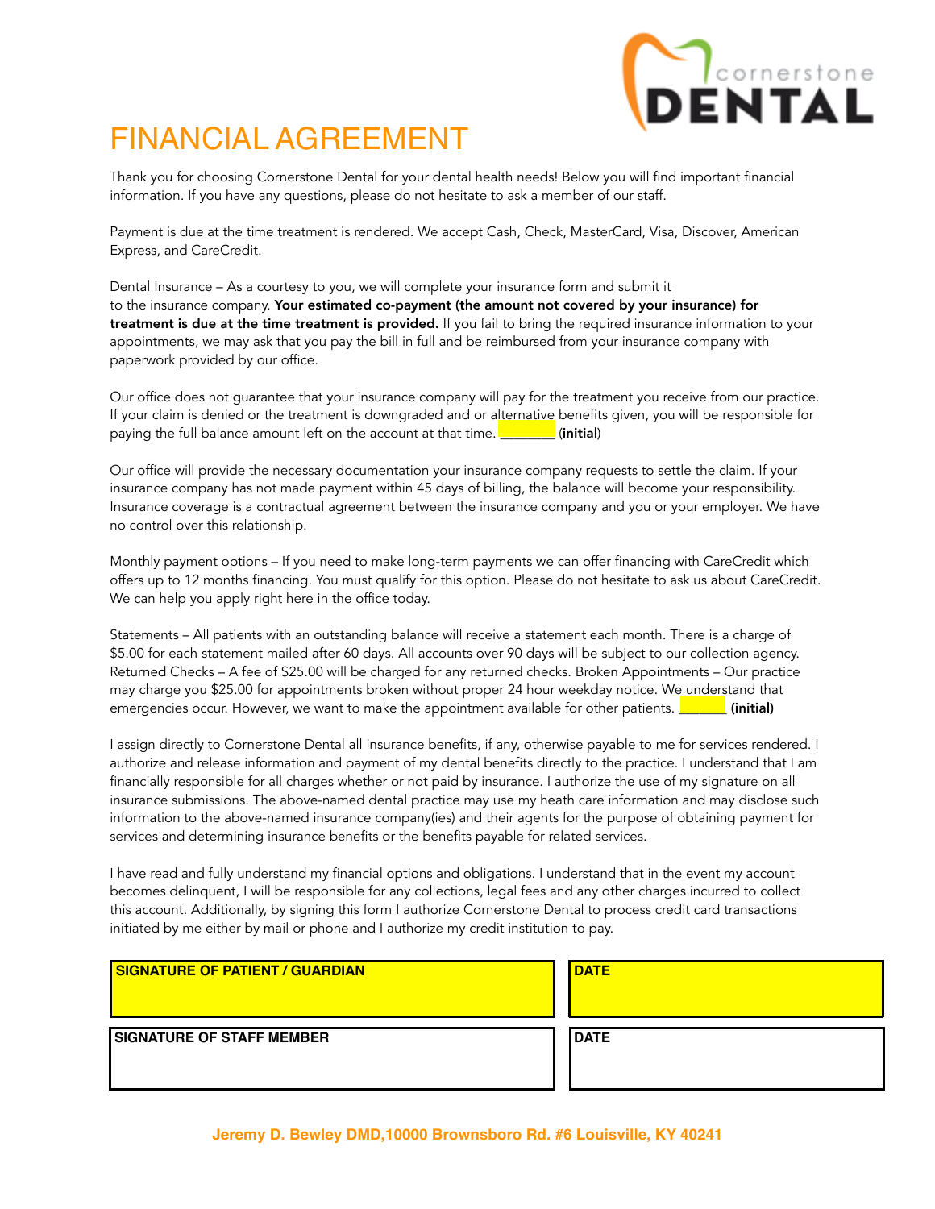cornerstone DENTAL

# FINANCIAL AGREEMENT

Thank you for choosing Cornerstone Dental for your dental health needs! Below you will find important financial information. If you have any questions, please do not hesitate to ask a member of our staff.

Payment is due at the time treatment is rendered. We accept Cash, Check, MasterCard, Visa, Discover, American Express, and CareCredit.

Dental Insurance – As a courtesy to you, we will complete your insurance form and submit it to the insurance company. **Your estimated co-payment (the amount not covered by your insurance) for treatment is due at the time treatment is provided.** If you fail to bring the required insurance information to your appointments, we may ask that you pay the bill in full and be reimbursed from your insurance company with paperwork provided by our office.

Our office does not guarantee that your insurance company will pay for the treatment you receive from our practice. If your claim is denied or the treatment is downgraded and or alternative benefits given, you will be responsible for paying the full balance amount left on the account at that time. ________ (**initial**)

Our office will provide the necessary documentation your insurance company requests to settle the claim. If your insurance company has not made payment within 45 days of billing, the balance will become your responsibility. Insurance coverage is a contractual agreement between the insurance company and you or your employer. We have no control over this relationship.

Monthly payment options – If you need to make long-term payments we can offer financing with CareCredit which offers up to 12 months financing. You must qualify for this option. Please do not hesitate to ask us about CareCredit. We can help you apply right here in the office today.

Statements – All patients with an outstanding balance will receive a statement each month. There is a charge of $5.00 for each statement mailed after 60 days. All accounts over 90 days will be subject to our collection agency. Returned Checks – A fee of $25.00 will be charged for any returned checks. Broken Appointments – Our practice may charge you $25.00 for appointments broken without proper 24 hour weekday notice. We understand that emergencies occur. However, we want to make the appointment available for other patients. ________ **(initial)**

I assign directly to Cornerstone Dental all insurance benefits, if any, otherwise payable to me for services rendered. I authorize and release information and payment of my dental benefits directly to the practice. I understand that I am financially responsible for all charges whether or not paid by insurance. I authorize the use of my signature on all insurance submissions. The above-named dental practice may use my heath care information and may disclose such information to the above-named insurance company(ies) and their agents for the purpose of obtaining payment for services and determining insurance benefits or the benefits payable for related services.

I have read and fully understand my financial options and obligations. I understand that in the event my account becomes delinquent, I will be responsible for any collections, legal fees and any other charges incurred to collect this account. Additionally, by signing this form I authorize Cornerstone Dental to process credit card transactions initiated by me either by mail or phone and I authorize my credit institution to pay.

| | |
|---|---|
| **SIGNATURE OF PATIENT / GUARDIAN** | **DATE** |
| **SIGNATURE OF STAFF MEMBER** | **DATE** |

**Jeremy D. Bewley DMD,10000 Brownsboro Rd. #6 Louisville, KY 40241**